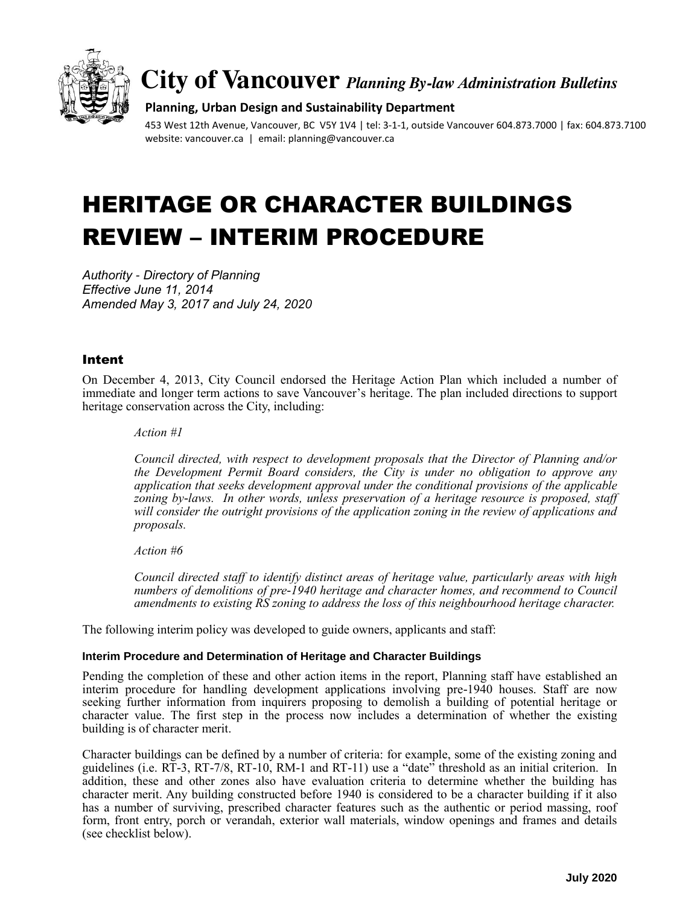# City of Vancouver *Planning By-law Administration Bulletins*

**Planning, Urban Design and Sustainability Department**

453 West 12th Avenue, Vancouver, BC V5Y 1V4 | tel: 3-1-1, outside Vancouver 604.873.7000 | fax: 604.873.7100
website: vancouver.ca | email: planning@vancouver.ca

# HERITAGE OR CHARACTER BUILDINGS REVIEW – INTERIM PROCEDURE

*Authority - Directory of Planning*
*Effective June 11, 2014*
*Amended May 3, 2017 and July 24, 2020*

## Intent

On December 4, 2013, City Council endorsed the Heritage Action Plan which included a number of immediate and longer term actions to save Vancouver's heritage. The plan included directions to support heritage conservation across the City, including:

> *Action #1*
>
> *Council directed, with respect to development proposals that the Director of Planning and/or the Development Permit Board considers, the City is under no obligation to approve any application that seeks development approval under the conditional provisions of the applicable zoning by-laws. In other words, unless preservation of a heritage resource is proposed, staff will consider the outright provisions of the application zoning in the review of applications and proposals.*
>
> *Action #6*
>
> *Council directed staff to identify distinct areas of heritage value, particularly areas with high numbers of demolitions of pre-1940 heritage and character homes, and recommend to Council amendments to existing RS zoning to address the loss of this neighbourhood heritage character.*

The following interim policy was developed to guide owners, applicants and staff:

### Interim Procedure and Determination of Heritage and Character Buildings

Pending the completion of these and other action items in the report, Planning staff have established an interim procedure for handling development applications involving pre-1940 houses. Staff are now seeking further information from inquirers proposing to demolish a building of potential heritage or character value. The first step in the process now includes a determination of whether the existing building is of character merit.

Character buildings can be defined by a number of criteria: for example, some of the existing zoning and guidelines (i.e. RT-3, RT-7/8, RT-10, RM-1 and RT-11) use a "date" threshold as an initial criterion. In addition, these and other zones also have evaluation criteria to determine whether the building has character merit. Any building constructed before 1940 is considered to be a character building if it also has a number of surviving, prescribed character features such as the authentic or period massing, roof form, front entry, porch or verandah, exterior wall materials, window openings and frames and details (see checklist below).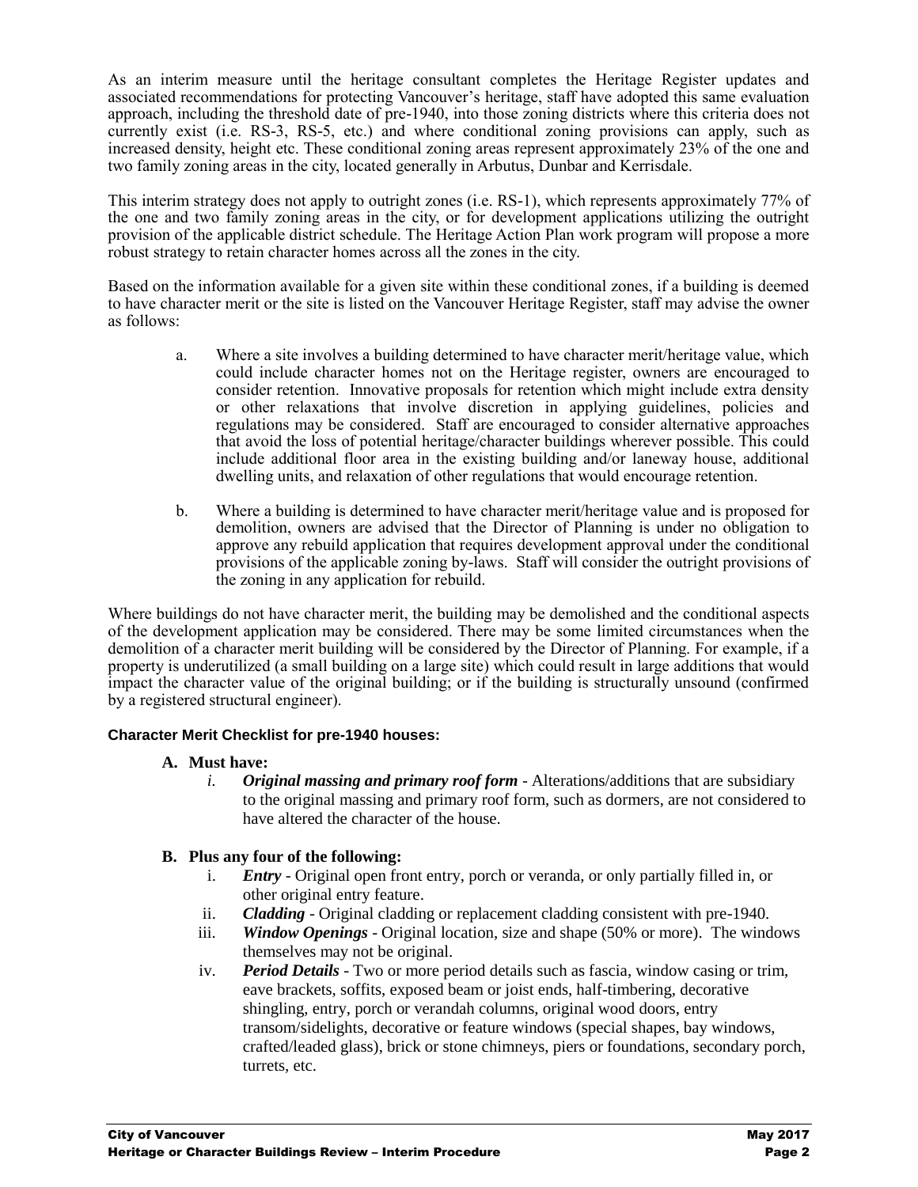As an interim measure until the heritage consultant completes the Heritage Register updates and associated recommendations for protecting Vancouver's heritage, staff have adopted this same evaluation approach, including the threshold date of pre-1940, into those zoning districts where this criteria does not currently exist (i.e. RS-3, RS-5, etc.) and where conditional zoning provisions can apply, such as increased density, height etc. These conditional zoning areas represent approximately 23% of the one and two family zoning areas in the city, located generally in Arbutus, Dunbar and Kerrisdale.

This interim strategy does not apply to outright zones (i.e. RS-1), which represents approximately 77% of the one and two family zoning areas in the city, or for development applications utilizing the outright provision of the applicable district schedule. The Heritage Action Plan work program will propose a more robust strategy to retain character homes across all the zones in the city.

Based on the information available for a given site within these conditional zones, if a building is deemed to have character merit or the site is listed on the Vancouver Heritage Register, staff may advise the owner as follows:

a. Where a site involves a building determined to have character merit/heritage value, which could include character homes not on the Heritage register, owners are encouraged to consider retention. Innovative proposals for retention which might include extra density or other relaxations that involve discretion in applying guidelines, policies and regulations may be considered. Staff are encouraged to consider alternative approaches that avoid the loss of potential heritage/character buildings wherever possible. This could include additional floor area in the existing building and/or laneway house, additional dwelling units, and relaxation of other regulations that would encourage retention.

b. Where a building is determined to have character merit/heritage value and is proposed for demolition, owners are advised that the Director of Planning is under no obligation to approve any rebuild application that requires development approval under the conditional provisions of the applicable zoning by-laws. Staff will consider the outright provisions of the zoning in any application for rebuild.

Where buildings do not have character merit, the building may be demolished and the conditional aspects of the development application may be considered. There may be some limited circumstances when the demolition of a character merit building will be considered by the Director of Planning. For example, if a property is underutilized (a small building on a large site) which could result in large additions that would impact the character value of the original building; or if the building is structurally unsound (confirmed by a registered structural engineer).

**Character Merit Checklist for pre-1940 houses:**

**A. Must have:**

i. ***Original massing and primary roof form*** - Alterations/additions that are subsidiary to the original massing and primary roof form, such as dormers, are not considered to have altered the character of the house.

**B. Plus any four of the following:**

i. ***Entry*** - Original open front entry, porch or veranda, or only partially filled in, or other original entry feature.

ii. ***Cladding*** - Original cladding or replacement cladding consistent with pre-1940.

iii. ***Window Openings*** - Original location, size and shape (50% or more). The windows themselves may not be original.

iv. ***Period Details*** - Two or more period details such as fascia, window casing or trim, eave brackets, soffits, exposed beam or joist ends, half-timbering, decorative shingling, entry, porch or verandah columns, original wood doors, entry transom/sidelights, decorative or feature windows (special shapes, bay windows, crafted/leaded glass), brick or stone chimneys, piers or foundations, secondary porch, turrets, etc.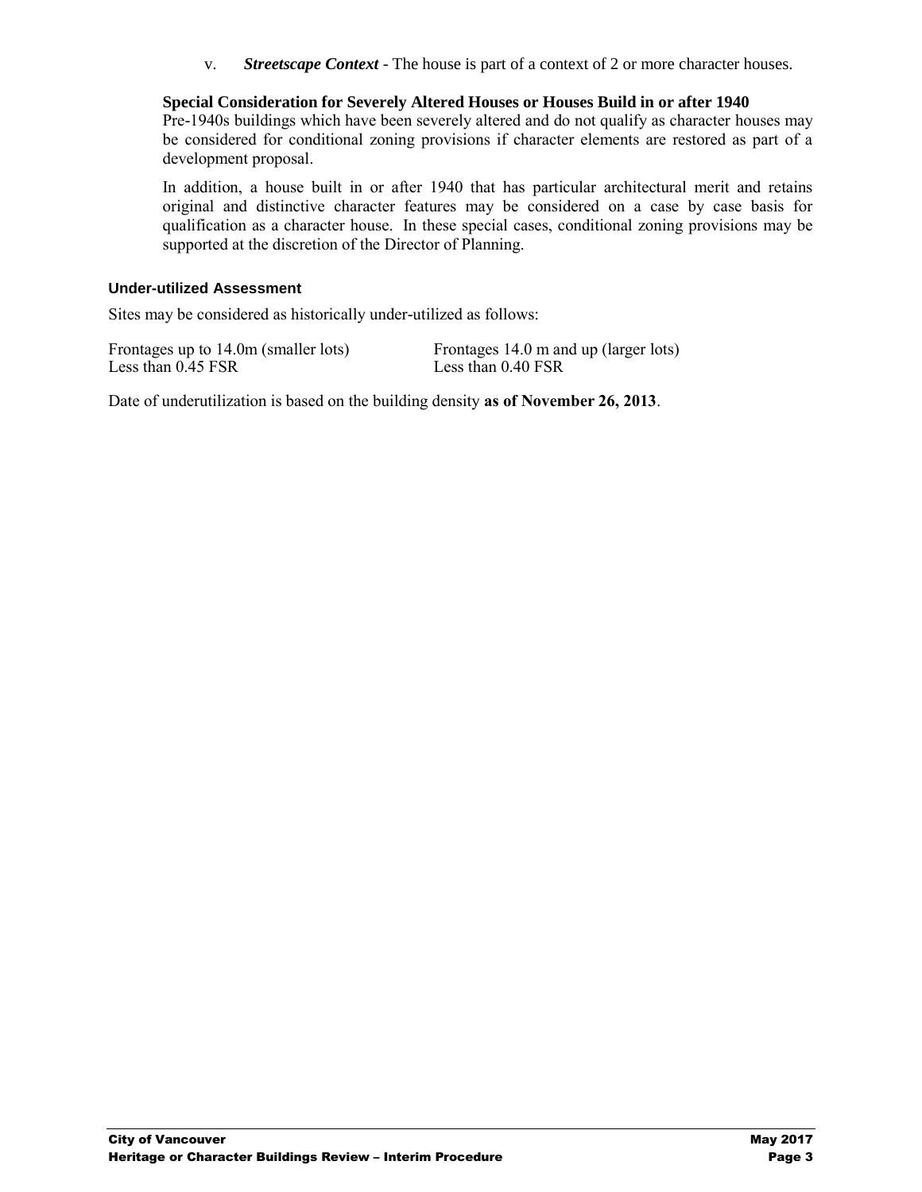v. ***Streetscape Context*** - The house is part of a context of 2 or more character houses.

**Special Consideration for Severely Altered Houses or Houses Build in or after 1940**

Pre-1940s buildings which have been severely altered and do not qualify as character houses may be considered for conditional zoning provisions if character elements are restored as part of a development proposal.

In addition, a house built in or after 1940 that has particular architectural merit and retains original and distinctive character features may be considered on a case by case basis for qualification as a character house. In these special cases, conditional zoning provisions may be supported at the discretion of the Director of Planning.

### Under-utilized Assessment

Sites may be considered as historically under-utilized as follows:

| Frontages up to 14.0m (smaller lots) | Frontages 14.0 m and up (larger lots) |
|---|---|
| Less than 0.45 FSR | Less than 0.40 FSR |

Date of underutilization is based on the building density **as of November 26, 2013**.